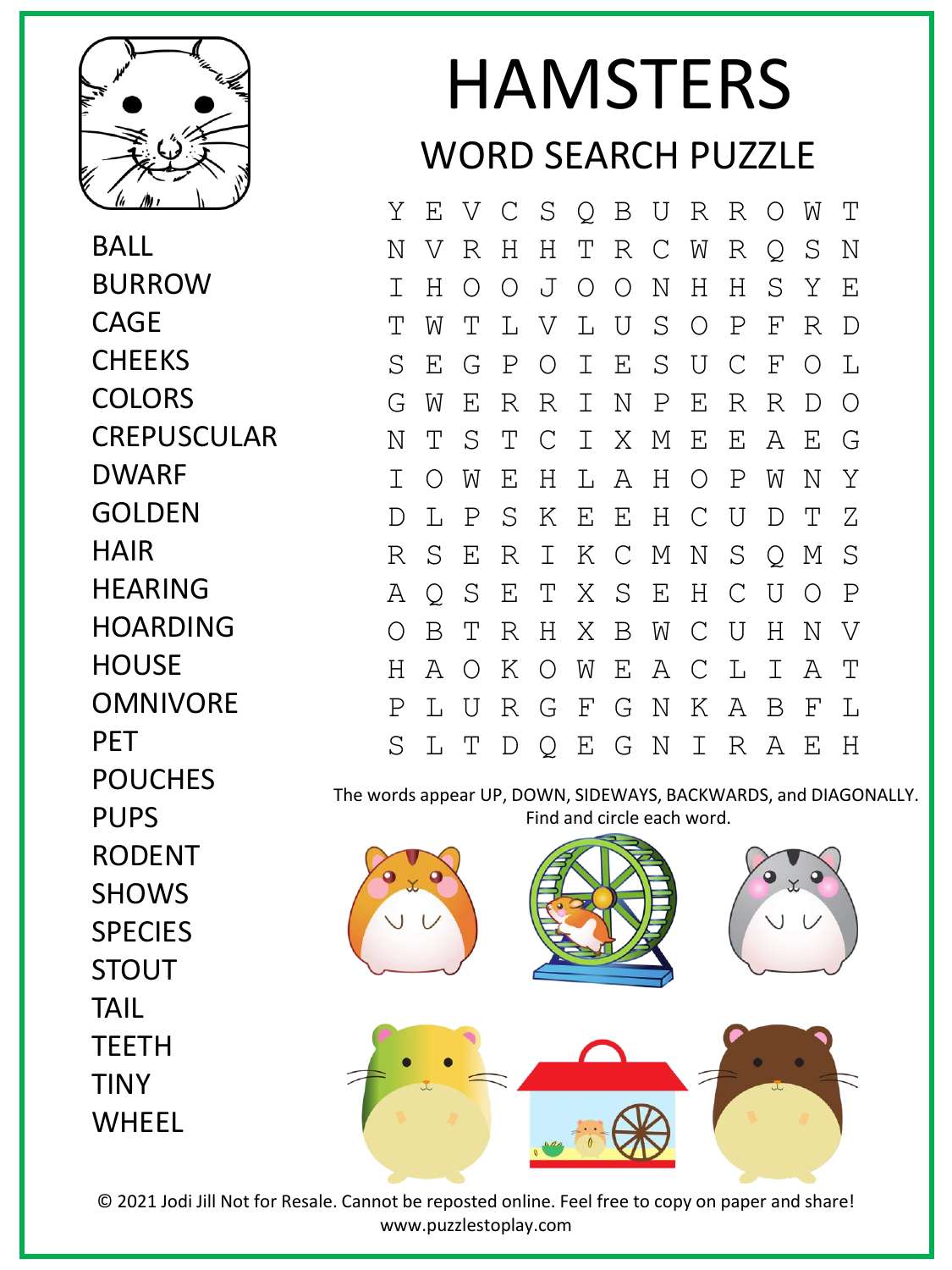# HAMSTERS

## WORD SEARCH PUZZLE

- BALL
- BURROW
- CAGE
- CHEEKS
- COLORS
- CREPUSCULAR
- DWARF
- GOLDEN
- HAIR
- HEARING
- HOARDING
- HOUSE
- OMNIVORE
- PET
- POUCHES
- PUPS
- RODENT
- SHOWS
- SPECIES
- STOUT
- TAIL
- TEETH
- TINY
- WHEEL

```
Y E V C S Q B U R R O W T
N V R H H T R C W R Q S N
I H O O J O O N H H S Y E
T W T L V L U S O P F R D
S E G P O I E S U C F O L
G W E R R I N P E R R D O
N T S T C I X M E E A E G
I O W E H L A H O P W N Y
D L P S K E E H C U D T Z
R S E R I K C M N S Q M S
A Q S E T X S E H C U O P
O B T R H X B W C U H N V
H A O K O W E A C L I A T
P L U R G F G N K A B F L
S L T D Q E G N I R A E H
```

The words appear UP, DOWN, SIDEWAYS, BACKWARDS, and DIAGONALLY. Find and circle each word.

© 2021 Jodi Jill Not for Resale. Cannot be reposted online. Feel free to copy on paper and share!
www.puzzlestoplay.com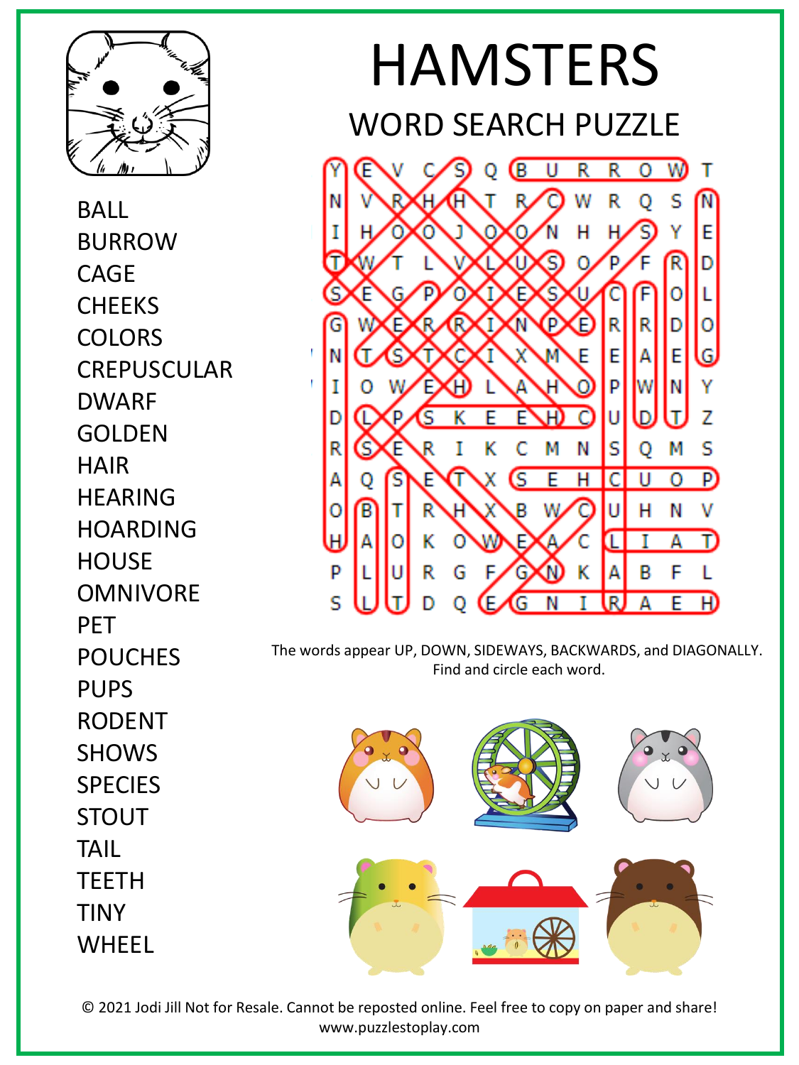# HAMSTERS

## WORD SEARCH PUZZLE

| | | | | | | | | | | | | |
|---|---|---|---|---|---|---|---|---|---|---|---|---|
| Y | E | V | C | S | Q | B | U | R | R | O | W | T |
| N | V | R | H | H | T | R | C | W | R | Q | S | N |
| I | H | O | O | J | O | O | N | H | H | S | Y | E |
| T | W | T | L | V | L | U | S | O | P | F | R | D |
| S | E | G | P | O | I | E | S | U | C | F | O | L |
| G | W | E | R | R | I | N | P | E | R | R | D | O |
| N | T | S | T | C | I | X | M | E | E | A | E | G |
| I | O | W | E | H | L | A | H | O | P | W | N | Y |
| D | L | P | S | K | E | E | H | C | U | D | T | Z |
| R | S | E | R | I | K | C | M | N | S | Q | M | S |
| A | Q | S | E | T | X | S | E | H | C | U | O | P |
| O | B | T | R | H | X | B | W | C | U | H | N | V |
| H | A | O | K | O | W | E | A | C | L | I | A | T |
| P | L | U | R | G | F | G | N | K | A | B | F | L |
| S | L | T | D | Q | E | G | N | I | R | A | E | H |

BALL
BURROW
CAGE
CHEEKS
COLORS
CREPUSCULAR
DWARF
GOLDEN
HAIR
HEARING
HOARDING
HOUSE
OMNIVORE
PET
POUCHES
PUPS
RODENT
SHOWS
SPECIES
STOUT
TAIL
TEETH
TINY
WHEEL

The words appear UP, DOWN, SIDEWAYS, BACKWARDS, and DIAGONALLY. Find and circle each word.

© 2021 Jodi Jill Not for Resale. Cannot be reposted online. Feel free to copy on paper and share!
www.puzzlestoplay.com